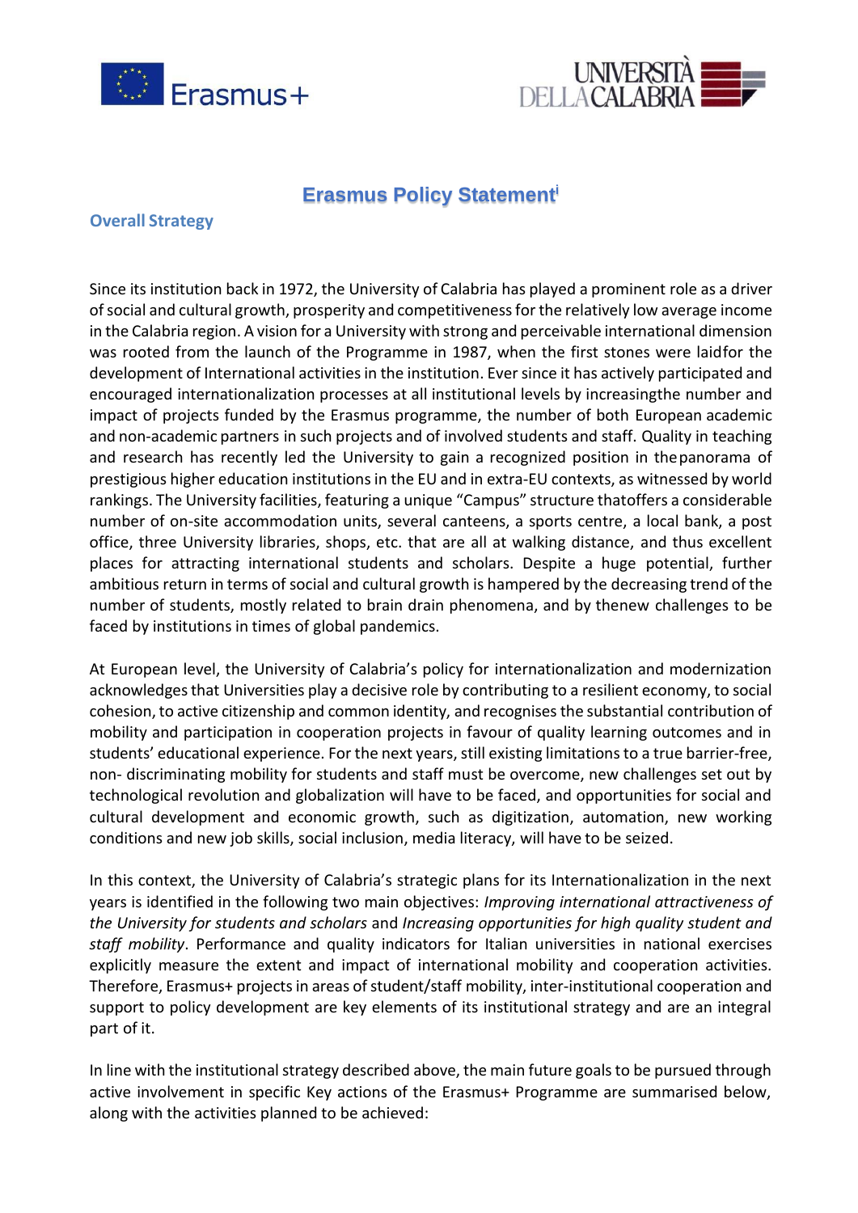# Erasmus Policy Statement[i]

## Overall Strategy

Since its institution back in 1972, the University of Calabria has played a prominent role as a driver of social and cultural growth, prosperity and competitiveness for the relatively low average income in the Calabria region. A vision for a University with strong and perceivable international dimension was rooted from the launch of the Programme in 1987, when the first stones were laid for the development of International activities in the institution. Ever since it has actively participated and encouraged internationalization processes at all institutional levels by increasing the number and impact of projects funded by the Erasmus programme, the number of both European academic and non-academic partners in such projects and of involved students and staff. Quality in teaching and research has recently led the University to gain a recognized position in the panorama of prestigious higher education institutions in the EU and in extra-EU contexts, as witnessed by world rankings. The University facilities, featuring a unique "Campus" structure that offers a considerable number of on-site accommodation units, several canteens, a sports centre, a local bank, a post office, three University libraries, shops, etc. that are all at walking distance, and thus excellent places for attracting international students and scholars. Despite a huge potential, further ambitious return in terms of social and cultural growth is hampered by the decreasing trend of the number of students, mostly related to brain drain phenomena, and by the new challenges to be faced by institutions in times of global pandemics.

At European level, the University of Calabria's policy for internationalization and modernization acknowledges that Universities play a decisive role by contributing to a resilient economy, to social cohesion, to active citizenship and common identity, and recognises the substantial contribution of mobility and participation in cooperation projects in favour of quality learning outcomes and in students' educational experience. For the next years, still existing limitations to a true barrier-free, non- discriminating mobility for students and staff must be overcome, new challenges set out by technological revolution and globalization will have to be faced, and opportunities for social and cultural development and economic growth, such as digitization, automation, new working conditions and new job skills, social inclusion, media literacy, will have to be seized.

In this context, the University of Calabria's strategic plans for its Internationalization in the next years is identified in the following two main objectives: *Improving international attractiveness of the University for students and scholars* and *Increasing opportunities for high quality student and staff mobility*. Performance and quality indicators for Italian universities in national exercises explicitly measure the extent and impact of international mobility and cooperation activities. Therefore, Erasmus+ projects in areas of student/staff mobility, inter-institutional cooperation and support to policy development are key elements of its institutional strategy and are an integral part of it.

In line with the institutional strategy described above, the main future goals to be pursued through active involvement in specific Key actions of the Erasmus+ Programme are summarised below, along with the activities planned to be achieved: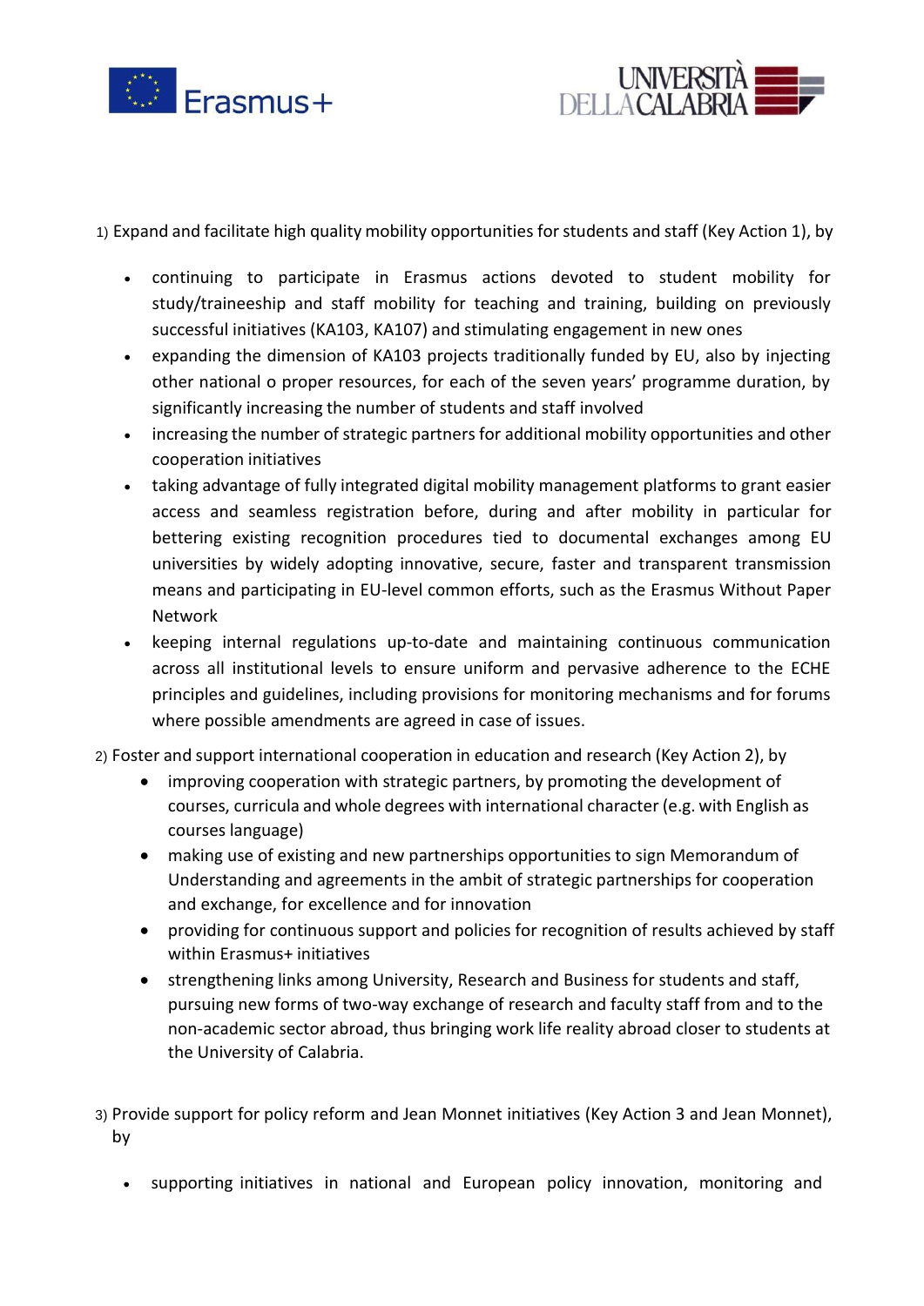1) Expand and facilitate high quality mobility opportunities for students and staff (Key Action 1), by

- continuing to participate in Erasmus actions devoted to student mobility for study/traineeship and staff mobility for teaching and training, building on previously successful initiatives (KA103, KA107) and stimulating engagement in new ones
- expanding the dimension of KA103 projects traditionally funded by EU, also by injecting other national o proper resources, for each of the seven years' programme duration, by significantly increasing the number of students and staff involved
- increasing the number of strategic partners for additional mobility opportunities and other cooperation initiatives
- taking advantage of fully integrated digital mobility management platforms to grant easier access and seamless registration before, during and after mobility in particular for bettering existing recognition procedures tied to documental exchanges among EU universities by widely adopting innovative, secure, faster and transparent transmission means and participating in EU-level common efforts, such as the Erasmus Without Paper Network
- keeping internal regulations up-to-date and maintaining continuous communication across all institutional levels to ensure uniform and pervasive adherence to the ECHE principles and guidelines, including provisions for monitoring mechanisms and for forums where possible amendments are agreed in case of issues.

2) Foster and support international cooperation in education and research (Key Action 2), by

- improving cooperation with strategic partners, by promoting the development of courses, curricula and whole degrees with international character (e.g. with English as courses language)
- making use of existing and new partnerships opportunities to sign Memorandum of Understanding and agreements in the ambit of strategic partnerships for cooperation and exchange, for excellence and for innovation
- providing for continuous support and policies for recognition of results achieved by staff within Erasmus+ initiatives
- strengthening links among University, Research and Business for students and staff, pursuing new forms of two-way exchange of research and faculty staff from and to the non-academic sector abroad, thus bringing work life reality abroad closer to students at the University of Calabria.

3) Provide support for policy reform and Jean Monnet initiatives (Key Action 3 and Jean Monnet), by

- supporting initiatives in national and European policy innovation, monitoring and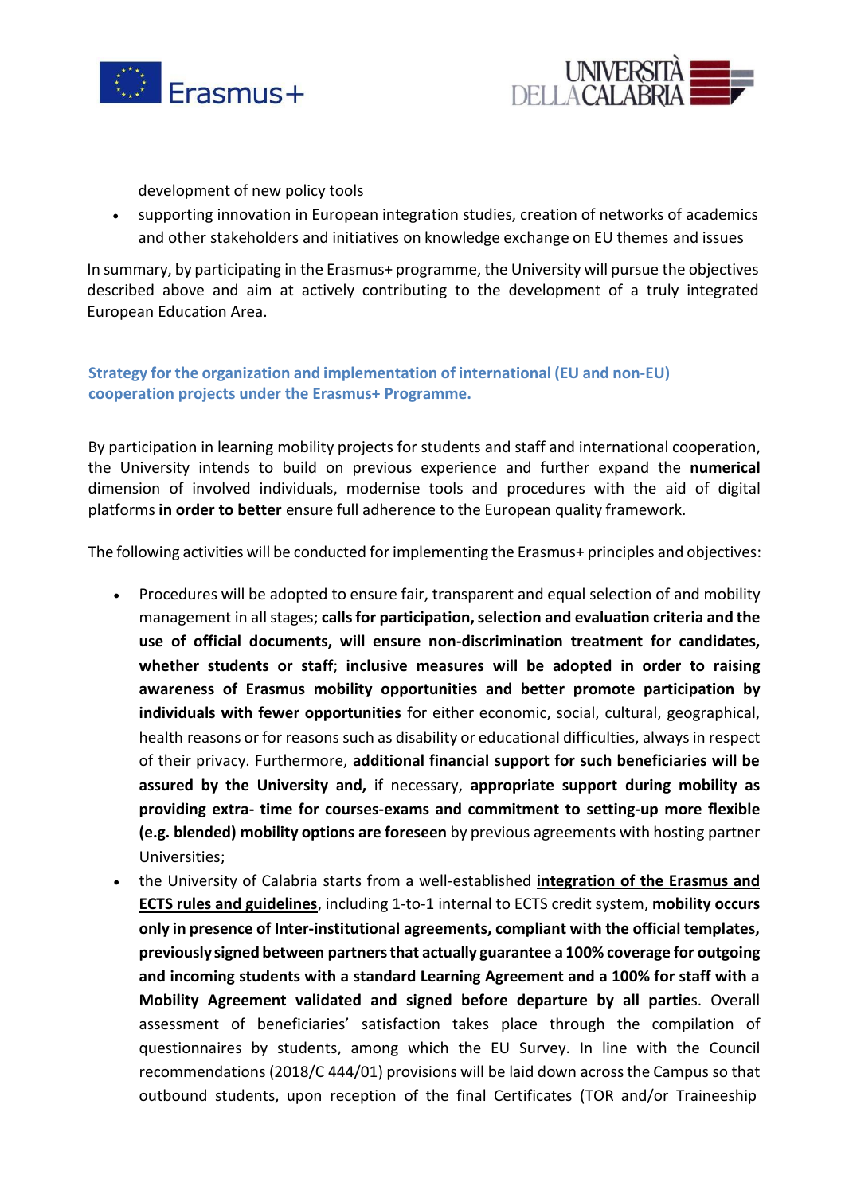development of new policy tools

- supporting innovation in European integration studies, creation of networks of academics and other stakeholders and initiatives on knowledge exchange on EU themes and issues

In summary, by participating in the Erasmus+ programme, the University will pursue the objectives described above and aim at actively contributing to the development of a truly integrated European Education Area.

### Strategy for the organization and implementation of international (EU and non-EU) cooperation projects under the Erasmus+ Programme.

By participation in learning mobility projects for students and staff and international cooperation, the University intends to build on previous experience and further expand the **numerical** dimension of involved individuals, modernise tools and procedures with the aid of digital platforms **in order to better** ensure full adherence to the European quality framework.

The following activities will be conducted for implementing the Erasmus+ principles and objectives:

- Procedures will be adopted to ensure fair, transparent and equal selection of and mobility management in all stages; **calls for participation, selection and evaluation criteria and the use of official documents, will ensure non-discrimination treatment for candidates, whether students or staff**; **inclusive measures will be adopted in order to raising awareness of Erasmus mobility opportunities and better promote participation by individuals with fewer opportunities** for either economic, social, cultural, geographical, health reasons or for reasons such as disability or educational difficulties, always in respect of their privacy. Furthermore, **additional financial support for such beneficiaries will be assured by the University and,** if necessary, **appropriate support during mobility as providing extra- time for courses-exams and commitment to setting-up more flexible (e.g. blended) mobility options are foreseen** by previous agreements with hosting partner Universities;
- the University of Calabria starts from a well-established **<u>integration of the Erasmus and ECTS rules and guidelines</u>**, including 1-to-1 internal to ECTS credit system, **mobility occurs only in presence of Inter-institutional agreements, compliant with the official templates, previously signed between partners that actually guarantee a 100% coverage for outgoing and incoming students with a standard Learning Agreement and a 100% for staff with a Mobility Agreement validated and signed before departure by all partie**s. Overall assessment of beneficiaries' satisfaction takes place through the compilation of questionnaires by students, among which the EU Survey. In line with the Council recommendations (2018/C 444/01) provisions will be laid down across the Campus so that outbound students, upon reception of the final Certificates (TOR and/or Traineeship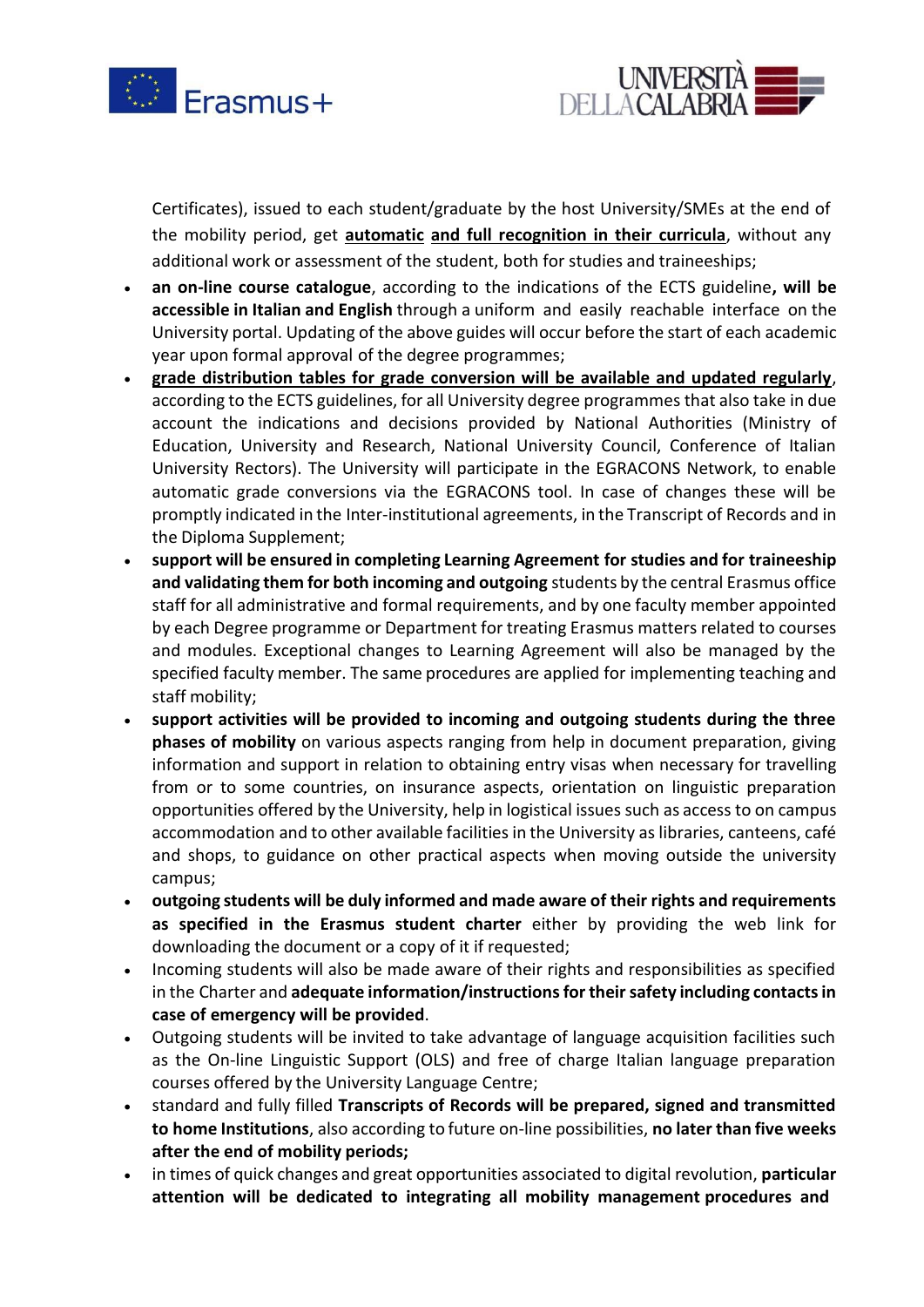Certificates), issued to each student/graduate by the host University/SMEs at the end of the mobility period, get **automatic and full recognition in their curricula**, without any additional work or assessment of the student, both for studies and traineeships;

- **an on-line course catalogue**, according to the indications of the ECTS guideline**, will be accessible in Italian and English** through a uniform and easily reachable interface on the University portal. Updating of the above guides will occur before the start of each academic year upon formal approval of the degree programmes;
- **grade distribution tables for grade conversion will be available and updated regularly**, according to the ECTS guidelines, for all University degree programmes that also take in due account the indications and decisions provided by National Authorities (Ministry of Education, University and Research, National University Council, Conference of Italian University Rectors). The University will participate in the EGRACONS Network, to enable automatic grade conversions via the EGRACONS tool. In case of changes these will be promptly indicated in the Inter-institutional agreements, in the Transcript of Records and in the Diploma Supplement;
- **support will be ensured in completing Learning Agreement for studies and for traineeship and validating them for both incoming and outgoing** students by the central Erasmus office staff for all administrative and formal requirements, and by one faculty member appointed by each Degree programme or Department for treating Erasmus matters related to courses and modules. Exceptional changes to Learning Agreement will also be managed by the specified faculty member. The same procedures are applied for implementing teaching and staff mobility;
- **support activities will be provided to incoming and outgoing students during the three phases of mobility** on various aspects ranging from help in document preparation, giving information and support in relation to obtaining entry visas when necessary for travelling from or to some countries, on insurance aspects, orientation on linguistic preparation opportunities offered by the University, help in logistical issues such as access to on campus accommodation and to other available facilities in the University as libraries, canteens, café and shops, to guidance on other practical aspects when moving outside the university campus;
- **outgoing students will be duly informed and made aware of their rights and requirements as specified in the Erasmus student charter** either by providing the web link for downloading the document or a copy of it if requested;
- Incoming students will also be made aware of their rights and responsibilities as specified in the Charter and **adequate information/instructions for their safety including contacts in case of emergency will be provided**.
- Outgoing students will be invited to take advantage of language acquisition facilities such as the On-line Linguistic Support (OLS) and free of charge Italian language preparation courses offered by the University Language Centre;
- standard and fully filled **Transcripts of Records will be prepared, signed and transmitted to home Institutions**, also according to future on-line possibilities, **no later than five weeks after the end of mobility periods;**
- in times of quick changes and great opportunities associated to digital revolution, **particular attention will be dedicated to integrating all mobility management procedures and**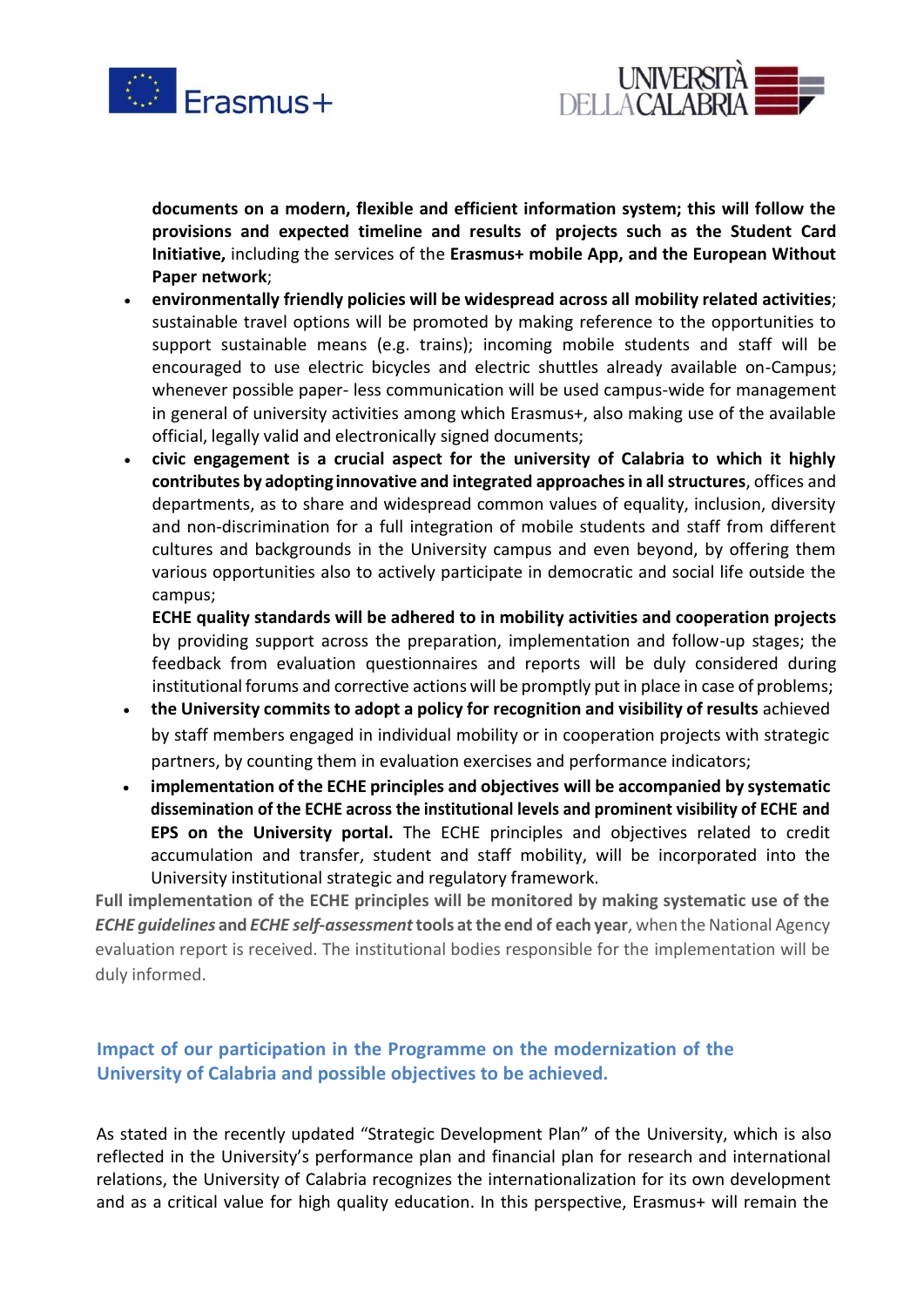**documents on a modern, flexible and efficient information system; this will follow the provisions and expected timeline and results of projects such as the Student Card Initiative,** including the services of the **Erasmus+ mobile App, and the European Without Paper network**;

- **environmentally friendly policies will be widespread across all mobility related activities**; sustainable travel options will be promoted by making reference to the opportunities to support sustainable means (e.g. trains); incoming mobile students and staff will be encouraged to use electric bicycles and electric shuttles already available on-Campus; whenever possible paper- less communication will be used campus-wide for management in general of university activities among which Erasmus+, also making use of the available official, legally valid and electronically signed documents;
- **civic engagement is a crucial aspect for the university of Calabria to which it highly contributes by adopting innovative and integrated approaches in all structures**, offices and departments, as to share and widespread common values of equality, inclusion, diversity and non-discrimination for a full integration of mobile students and staff from different cultures and backgrounds in the University campus and even beyond, by offering them various opportunities also to actively participate in democratic and social life outside the campus;

  **ECHE quality standards will be adhered to in mobility activities and cooperation projects** by providing support across the preparation, implementation and follow-up stages; the feedback from evaluation questionnaires and reports will be duly considered during institutional forums and corrective actions will be promptly put in place in case of problems;
- **the University commits to adopt a policy for recognition and visibility of results** achieved by staff members engaged in individual mobility or in cooperation projects with strategic partners, by counting them in evaluation exercises and performance indicators;
- **implementation of the ECHE principles and objectives will be accompanied by systematic dissemination of the ECHE across the institutional levels and prominent visibility of ECHE and EPS on the University portal.** The ECHE principles and objectives related to credit accumulation and transfer, student and staff mobility, will be incorporated into the University institutional strategic and regulatory framework.

**Full implementation of the ECHE principles will be monitored by making systematic use of the *ECHE guidelines* and *ECHE self-assessment* tools at the end of each year**, when the National Agency evaluation report is received. The institutional bodies responsible for the implementation will be duly informed.

## Impact of our participation in the Programme on the modernization of the University of Calabria and possible objectives to be achieved.

As stated in the recently updated "Strategic Development Plan" of the University, which is also reflected in the University's performance plan and financial plan for research and international relations, the University of Calabria recognizes the internationalization for its own development and as a critical value for high quality education. In this perspective, Erasmus+ will remain the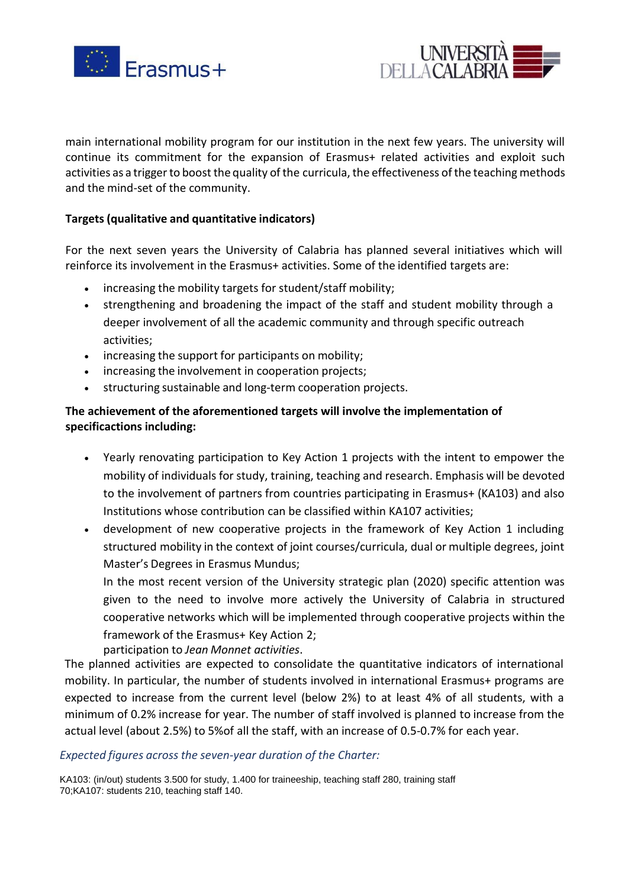main international mobility program for our institution in the next few years. The university will continue its commitment for the expansion of Erasmus+ related activities and exploit such activities as a trigger to boost the quality of the curricula, the effectiveness of the teaching methods and the mind-set of the community.

**Targets (qualitative and quantitative indicators)**

For the next seven years the University of Calabria has planned several initiatives which will reinforce its involvement in the Erasmus+ activities. Some of the identified targets are:

- increasing the mobility targets for student/staff mobility;
- strengthening and broadening the impact of the staff and student mobility through a deeper involvement of all the academic community and through specific outreach activities;
- increasing the support for participants on mobility;
- increasing the involvement in cooperation projects;
- structuring sustainable and long-term cooperation projects.

**The achievement of the aforementioned targets will involve the implementation of specificactions including:**

- Yearly renovating participation to Key Action 1 projects with the intent to empower the mobility of individuals for study, training, teaching and research. Emphasis will be devoted to the involvement of partners from countries participating in Erasmus+ (KA103) and also Institutions whose contribution can be classified within KA107 activities;
- development of new cooperative projects in the framework of Key Action 1 including structured mobility in the context of joint courses/curricula, dual or multiple degrees, joint Master's Degrees in Erasmus Mundus;

  In the most recent version of the University strategic plan (2020) specific attention was given to the need to involve more actively the University of Calabria in structured cooperative networks which will be implemented through cooperative projects within the framework of the Erasmus+ Key Action 2;

  participation to *Jean Monnet activities*.

The planned activities are expected to consolidate the quantitative indicators of international mobility. In particular, the number of students involved in international Erasmus+ programs are expected to increase from the current level (below 2%) to at least 4% of all students, with a minimum of 0.2% increase for year. The number of staff involved is planned to increase from the actual level (about 2.5%) to 5%of all the staff, with an increase of 0.5-0.7% for each year.

*Expected figures across the seven-year duration of the Charter:*

KA103: (in/out) students 3.500 for study, 1.400 for traineeship, teaching staff 280, training staff 70;KA107: students 210, teaching staff 140.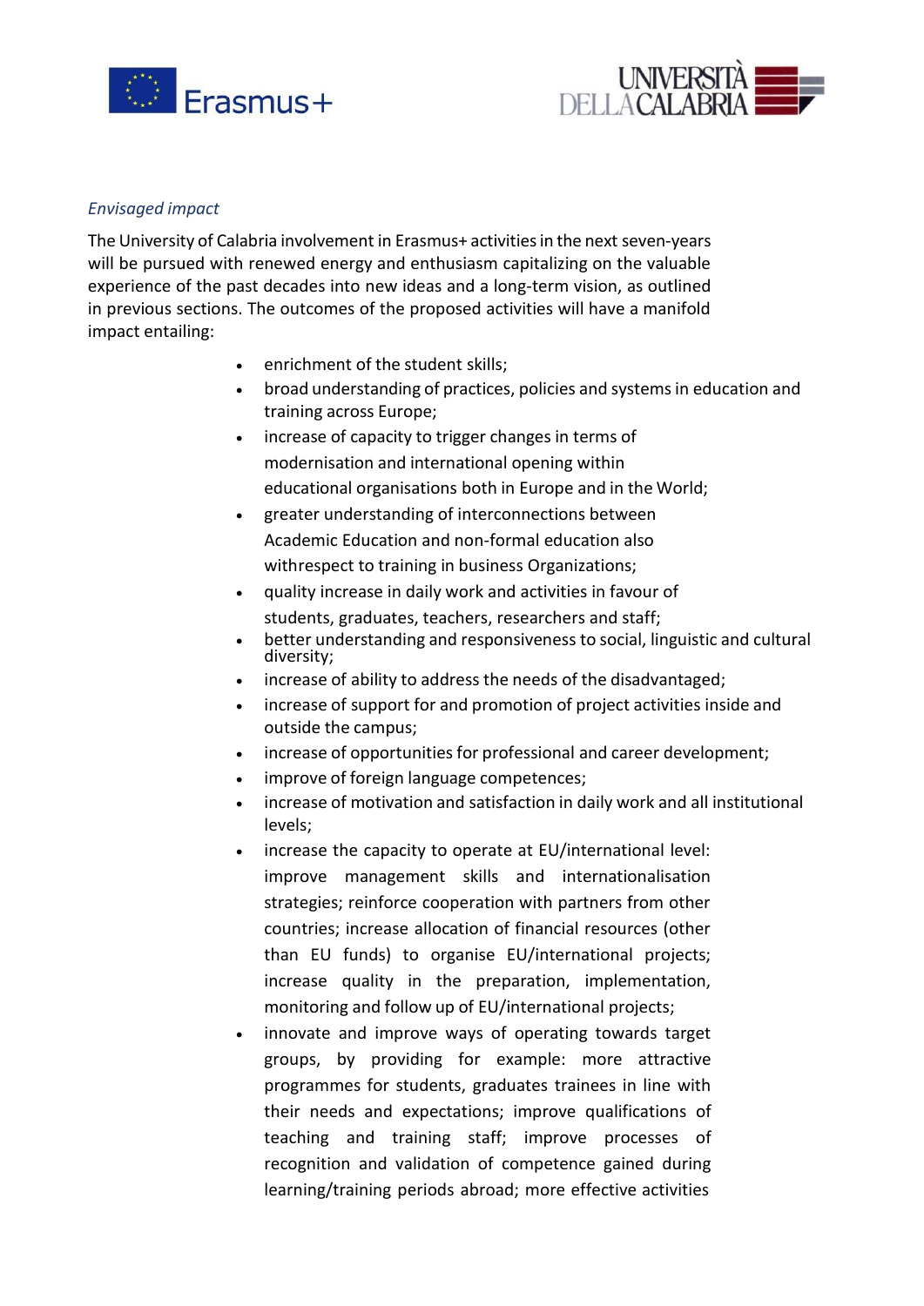*Envisaged impact*

The University of Calabria involvement in Erasmus+ activities in the next seven-years will be pursued with renewed energy and enthusiasm capitalizing on the valuable experience of the past decades into new ideas and a long-term vision, as outlined in previous sections. The outcomes of the proposed activities will have a manifold impact entailing:

- enrichment of the student skills;
- broad understanding of practices, policies and systems in education and training across Europe;
- increase of capacity to trigger changes in terms of modernisation and international opening within educational organisations both in Europe and in the World;
- greater understanding of interconnections between Academic Education and non-formal education also withrespect to training in business Organizations;
- quality increase in daily work and activities in favour of students, graduates, teachers, researchers and staff;
- better understanding and responsiveness to social, linguistic and cultural diversity;
- increase of ability to address the needs of the disadvantaged;
- increase of support for and promotion of project activities inside and outside the campus;
- increase of opportunities for professional and career development;
- improve of foreign language competences;
- increase of motivation and satisfaction in daily work and all institutional levels;
- increase the capacity to operate at EU/international level: improve management skills and internationalisation strategies; reinforce cooperation with partners from other countries; increase allocation of financial resources (other than EU funds) to organise EU/international projects; increase quality in the preparation, implementation, monitoring and follow up of EU/international projects;
- innovate and improve ways of operating towards target groups, by providing for example: more attractive programmes for students, graduates trainees in line with their needs and expectations; improve qualifications of teaching and training staff; improve processes of recognition and validation of competence gained during learning/training periods abroad; more effective activities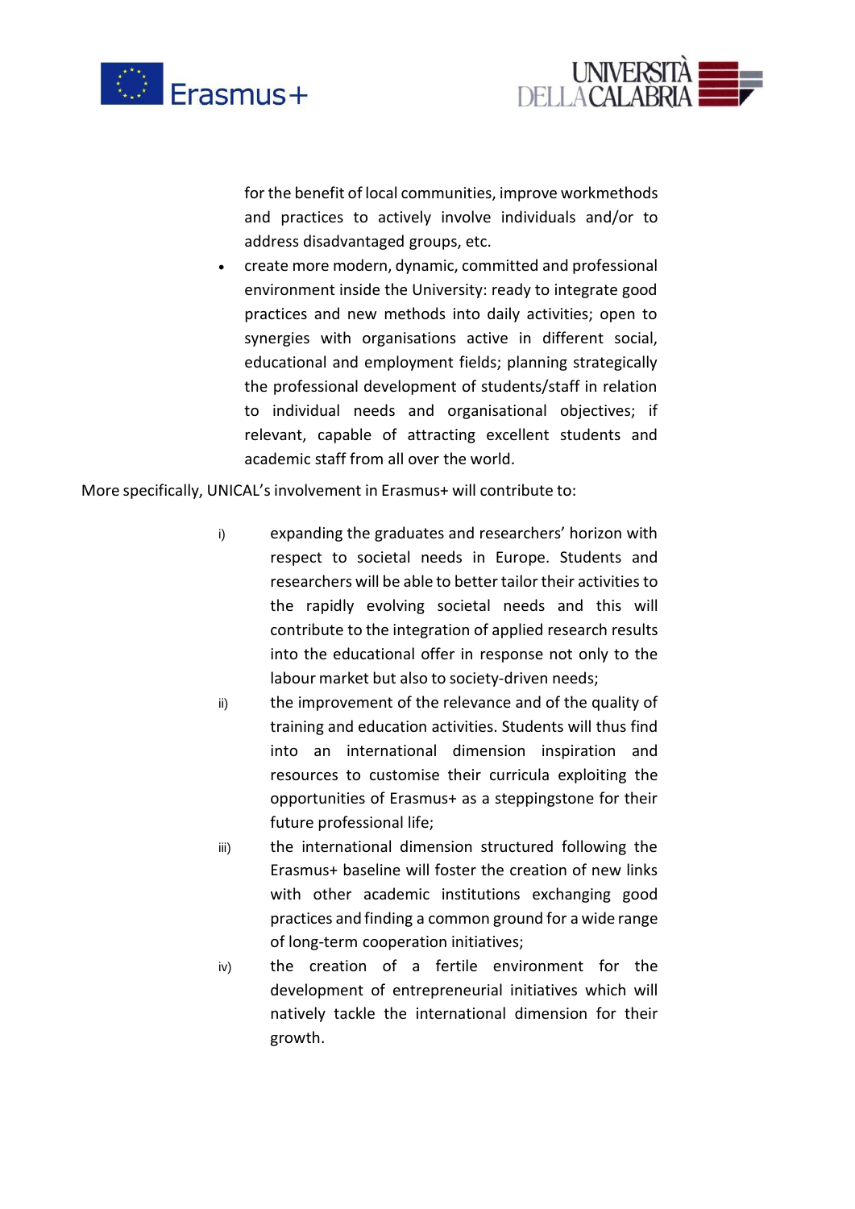for the benefit of local communities, improve workmethods and practices to actively involve individuals and/or to address disadvantaged groups, etc.

- create more modern, dynamic, committed and professional environment inside the University: ready to integrate good practices and new methods into daily activities; open to synergies with organisations active in different social, educational and employment fields; planning strategically the professional development of students/staff in relation to individual needs and organisational objectives; if relevant, capable of attracting excellent students and academic staff from all over the world.

More specifically, UNICAL's involvement in Erasmus+ will contribute to:

i) expanding the graduates and researchers' horizon with respect to societal needs in Europe. Students and researchers will be able to better tailor their activities to the rapidly evolving societal needs and this will contribute to the integration of applied research results into the educational offer in response not only to the labour market but also to society-driven needs;

ii) the improvement of the relevance and of the quality of training and education activities. Students will thus find into an international dimension inspiration and resources to customise their curricula exploiting the opportunities of Erasmus+ as a steppingstone for their future professional life;

iii) the international dimension structured following the Erasmus+ baseline will foster the creation of new links with other academic institutions exchanging good practices and finding a common ground for a wide range of long-term cooperation initiatives;

iv) the creation of a fertile environment for the development of entrepreneurial initiatives which will natively tackle the international dimension for their growth.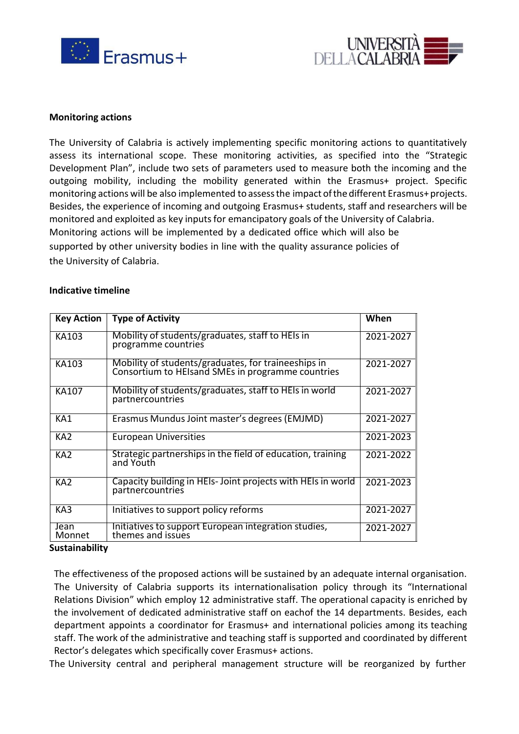**Monitoring actions**

The University of Calabria is actively implementing specific monitoring actions to quantitatively assess its international scope. These monitoring activities, as specified into the "Strategic Development Plan", include two sets of parameters used to measure both the incoming and the outgoing mobility, including the mobility generated within the Erasmus+ project. Specific monitoring actions will be also implemented to assess the impact of the different Erasmus+ projects. Besides, the experience of incoming and outgoing Erasmus+ students, staff and researchers will be monitored and exploited as key inputs for emancipatory goals of the University of Calabria. Monitoring actions will be implemented by a dedicated office which will also be supported by other university bodies in line with the quality assurance policies of the University of Calabria.

**Indicative timeline**

| Key Action | Type of Activity | When |
|---|---|---|
| KA103 | Mobility of students/graduates, staff to HEIs in programme countries | 2021-2027 |
| KA103 | Mobility of students/graduates, for traineeships in Consortium to HEIsand SMEs in programme countries | 2021-2027 |
| KA107 | Mobility of students/graduates, staff to HEIs in world partnercountries | 2021-2027 |
| KA1 | Erasmus Mundus Joint master's degrees (EMJMD) | 2021-2027 |
| KA2 | European Universities | 2021-2023 |
| KA2 | Strategic partnerships in the field of education, training and Youth | 2021-2022 |
| KA2 | Capacity building in HEIs- Joint projects with HEIs in world partnercountries | 2021-2023 |
| KA3 | Initiatives to support policy reforms | 2021-2027 |
| Jean Monnet | Initiatives to support European integration studies, themes and issues | 2021-2027 |

**Sustainability**

The effectiveness of the proposed actions will be sustained by an adequate internal organisation. The University of Calabria supports its internationalisation policy through its "International Relations Division" which employ 12 administrative staff. The operational capacity is enriched by the involvement of dedicated administrative staff on eachof the 14 departments. Besides, each department appoints a coordinator for Erasmus+ and international policies among its teaching staff. The work of the administrative and teaching staff is supported and coordinated by different Rector's delegates which specifically cover Erasmus+ actions.

The University central and peripheral management structure will be reorganized by further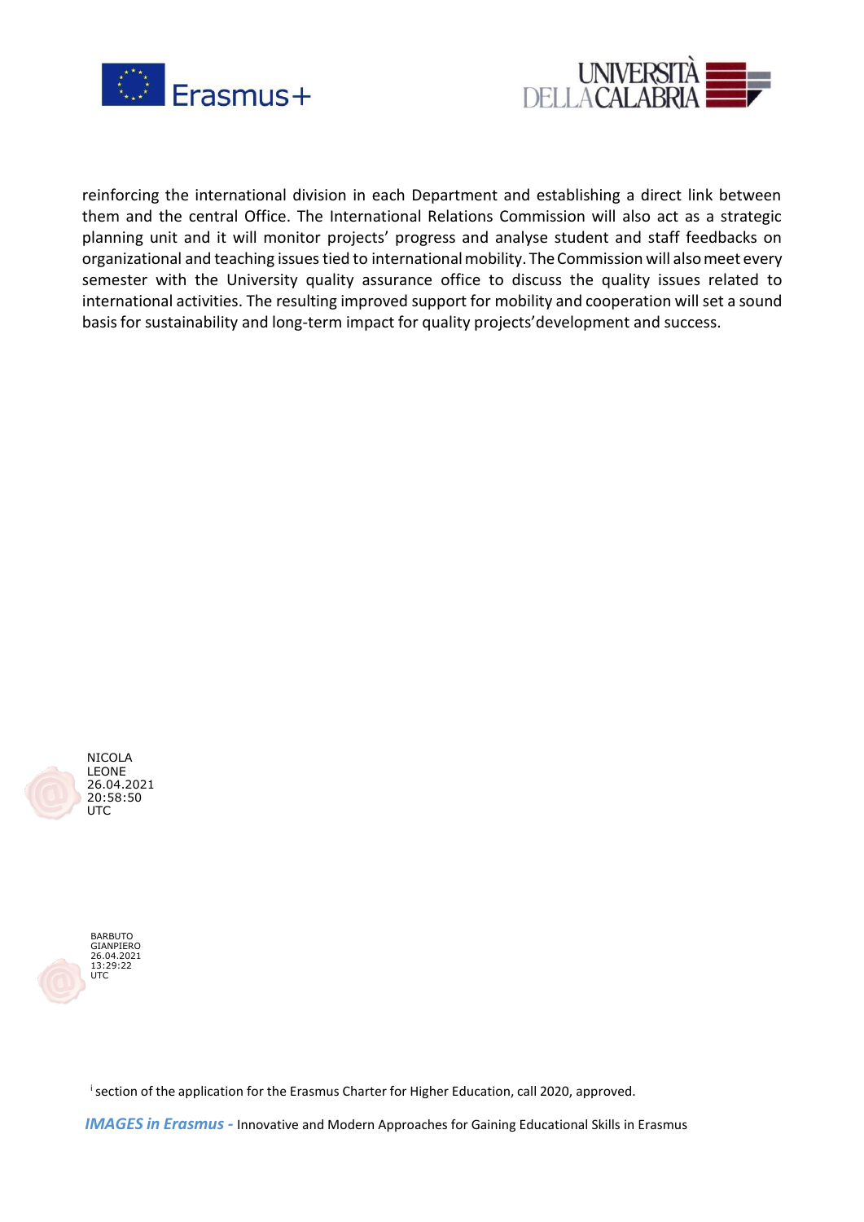reinforcing the international division in each Department and establishing a direct link between them and the central Office. The International Relations Commission will also act as a strategic planning unit and it will monitor projects' progress and analyse student and staff feedbacks on organizational and teaching issues tied to international mobility. The Commission will also meet every semester with the University quality assurance office to discuss the quality issues related to international activities. The resulting improved support for mobility and cooperation will set a sound basis for sustainability and long-term impact for quality projects'development and success.

NICOLA
LEONE
26.04.2021
20:58:50
UTC

BARBUTO
GIANPIERO
26.04.2021
13:29:22
UTC

[i] section of the application for the Erasmus Charter for Higher Education, call 2020, approved.